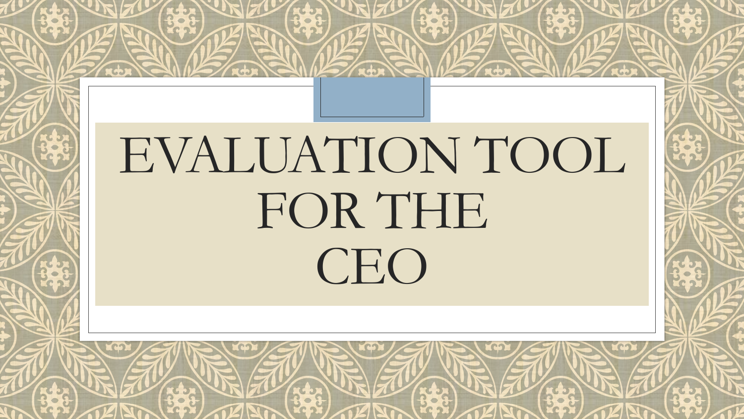# EVALUATION TOOL FOR THE CEO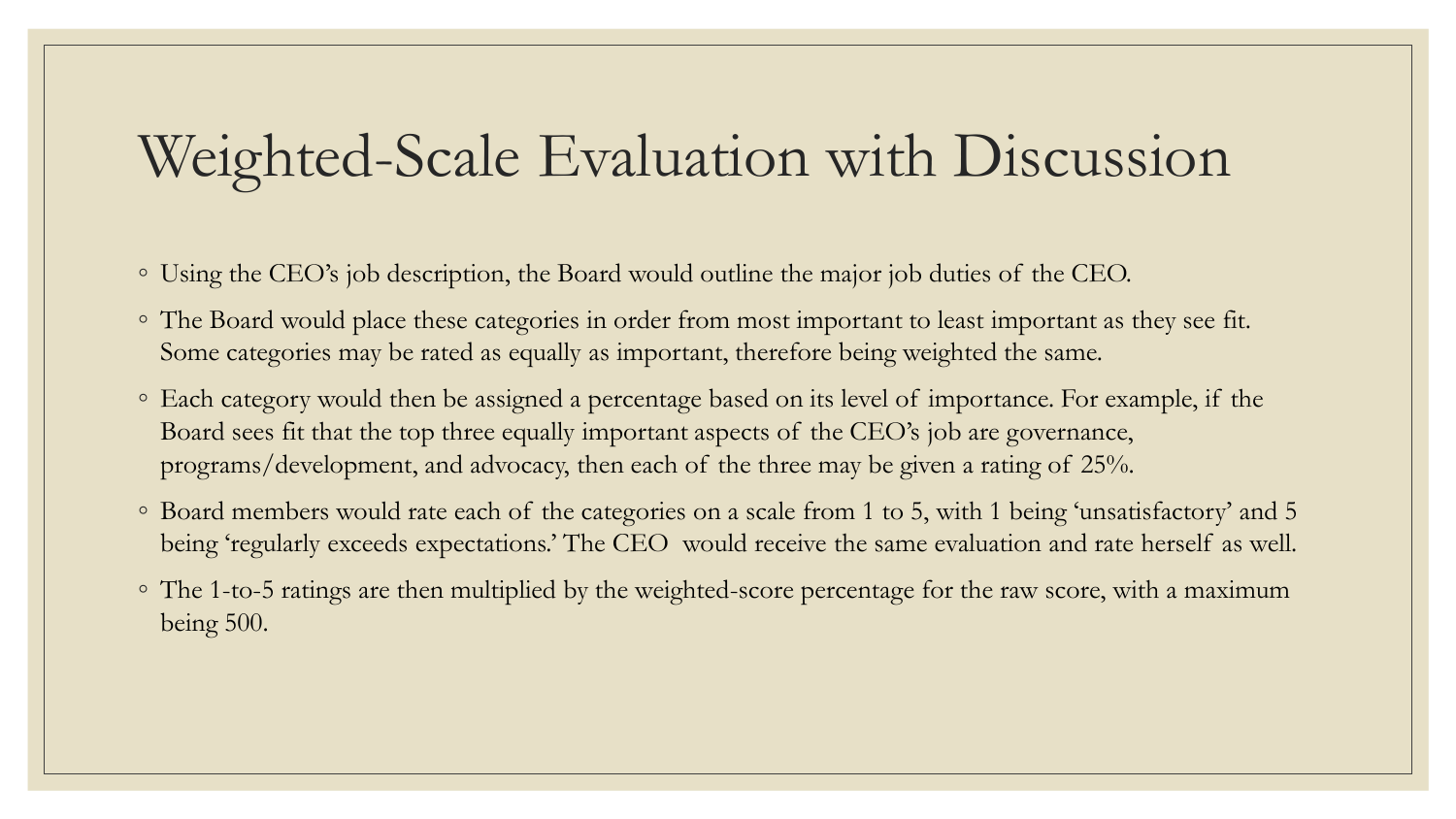# Weighted-Scale Evaluation with Discussion

- Using the CEO's job description, the Board would outline the major job duties of the CEO.
- The Board would place these categories in order from most important to least important as they see fit. Some categories may be rated as equally as important, therefore being weighted the same.
- Each category would then be assigned a percentage based on its level of importance. For example, if the Board sees fit that the top three equally important aspects of the CEO's job are governance, programs/development, and advocacy, then each of the three may be given a rating of 25%.
- Board members would rate each of the categories on a scale from 1 to 5, with 1 being 'unsatisfactory' and 5 being 'regularly exceeds expectations.' The CEO would receive the same evaluation and rate herself as well.
- The 1-to-5 ratings are then multiplied by the weighted-score percentage for the raw score, with a maximum being 500.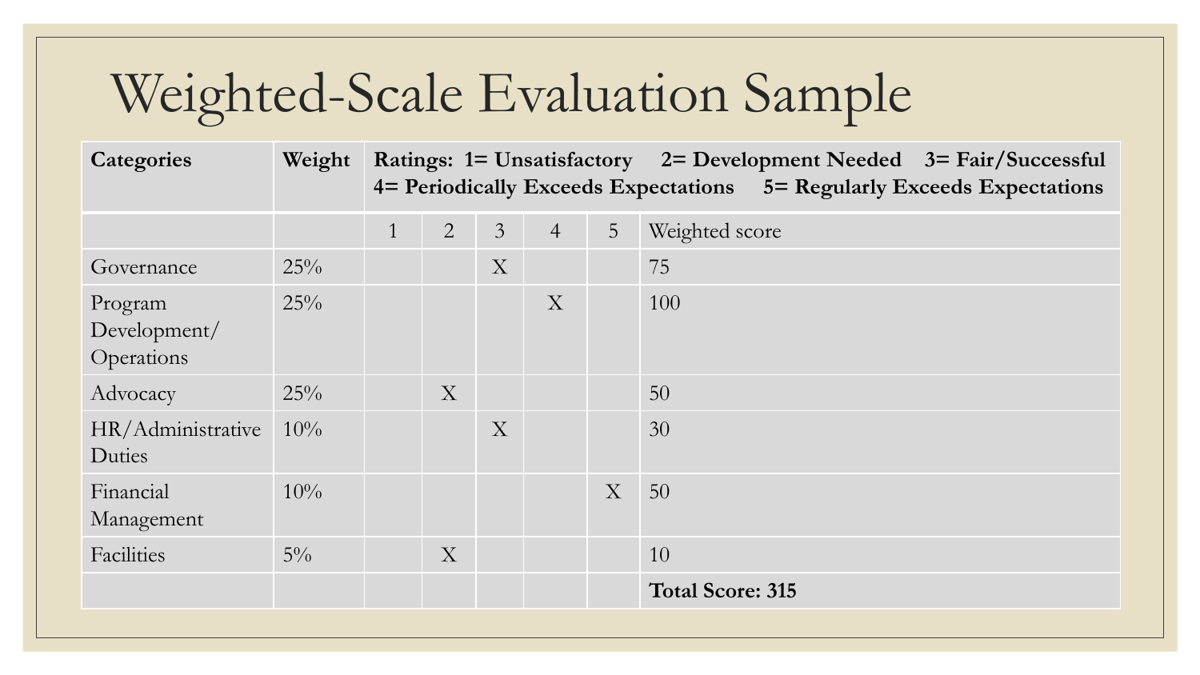# Weighted-Scale Evaluation Sample

| Categories | Weight | Ratings: 1= Unsatisfactory 2= Development Needed 3= Fair/Successful 4= Periodically Exceeds Expectations 5= Regularly Exceeds Expectations | | | | | |
|---|---|---|---|---|---|---|---|
| | | 1 | 2 | 3 | 4 | 5 | Weighted score |
| Governance | 25% | | | X | | | 75 |
| Program Development/ Operations | 25% | | | | X | | 100 |
| Advocacy | 25% | | X | | | | 50 |
| HR/Administrative Duties | 10% | | | X | | | 30 |
| Financial Management | 10% | | | | | X | 50 |
| Facilities | 5% | | X | | | | 10 |
| | | | | | | | **Total Score: 315** |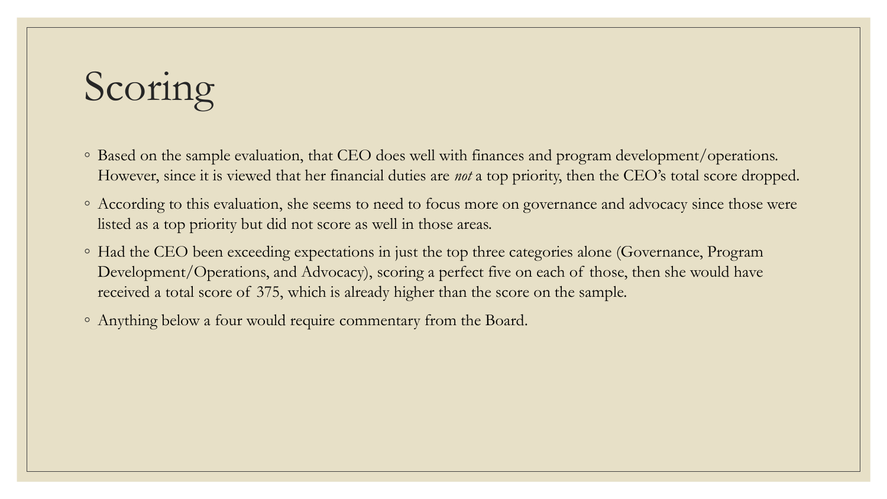# Scoring

- Based on the sample evaluation, that CEO does well with finances and program development/operations. However, since it is viewed that her financial duties are *not* a top priority, then the CEO's total score dropped.
- According to this evaluation, she seems to need to focus more on governance and advocacy since those were listed as a top priority but did not score as well in those areas.
- Had the CEO been exceeding expectations in just the top three categories alone (Governance, Program Development/Operations, and Advocacy), scoring a perfect five on each of those, then she would have received a total score of 375, which is already higher than the score on the sample.
- Anything below a four would require commentary from the Board.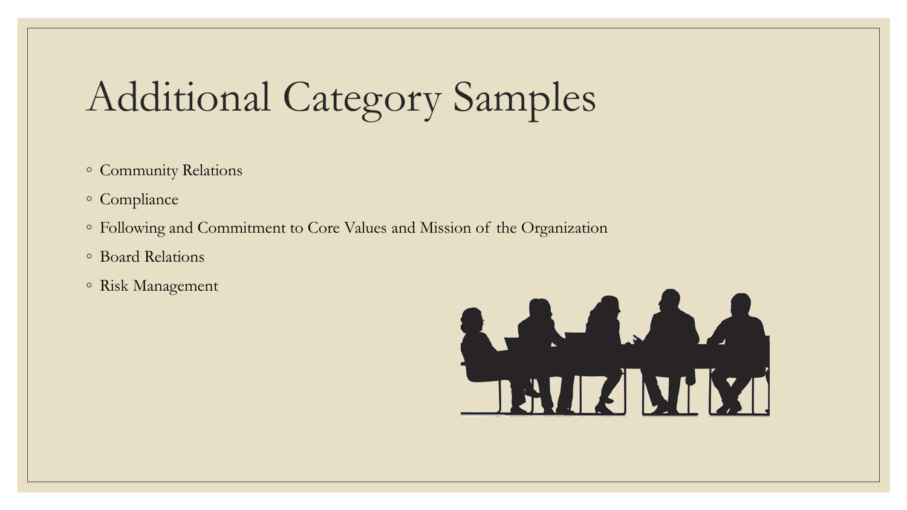# Additional Category Samples

- Community Relations
- Compliance
- Following and Commitment to Core Values and Mission of the Organization
- Board Relations
- Risk Management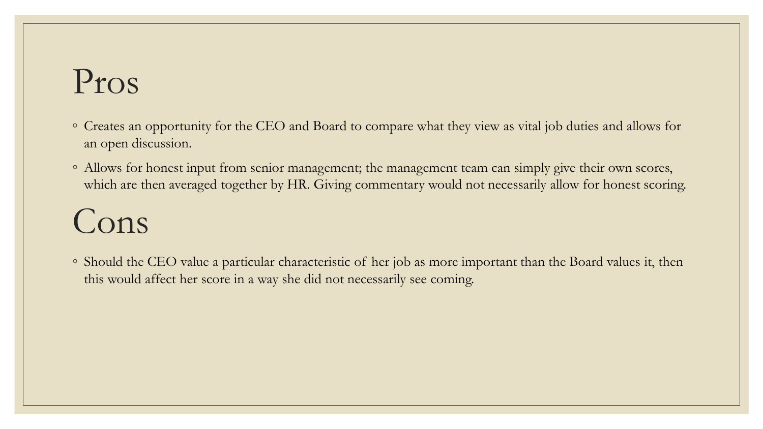# Pros

- Creates an opportunity for the CEO and Board to compare what they view as vital job duties and allows for an open discussion.
- Allows for honest input from senior management; the management team can simply give their own scores, which are then averaged together by HR. Giving commentary would not necessarily allow for honest scoring.

# Cons

- Should the CEO value a particular characteristic of her job as more important than the Board values it, then this would affect her score in a way she did not necessarily see coming.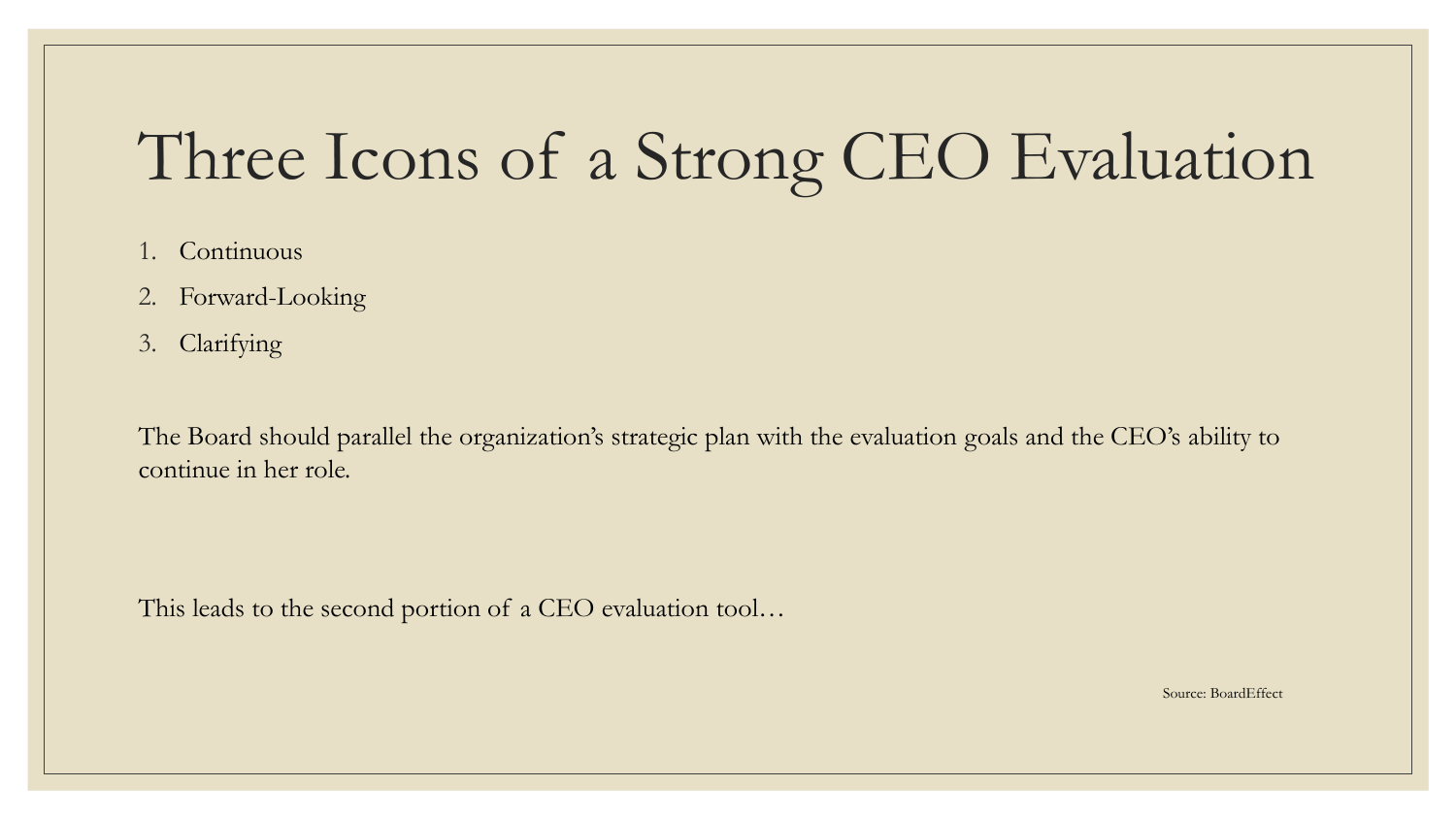# Three Icons of a Strong CEO Evaluation

1. Continuous
2. Forward-Looking
3. Clarifying

The Board should parallel the organization's strategic plan with the evaluation goals and the CEO's ability to continue in her role.

This leads to the second portion of a CEO evaluation tool…

Source: BoardEffect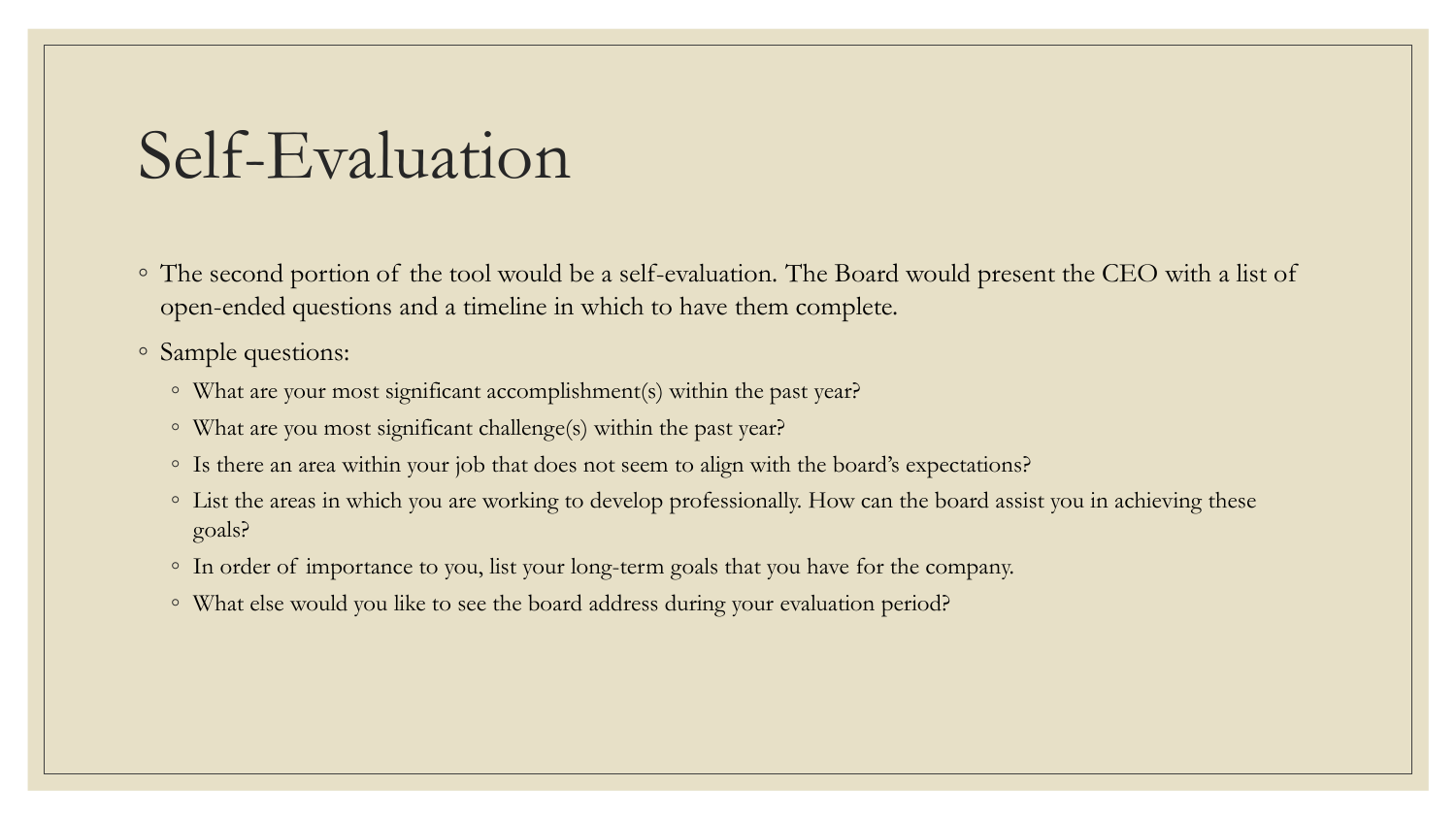# Self-Evaluation

- The second portion of the tool would be a self-evaluation. The Board would present the CEO with a list of open-ended questions and a timeline in which to have them complete.
- Sample questions:
  - What are your most significant accomplishment(s) within the past year?
  - What are you most significant challenge(s) within the past year?
  - Is there an area within your job that does not seem to align with the board's expectations?
  - List the areas in which you are working to develop professionally. How can the board assist you in achieving these goals?
  - In order of importance to you, list your long-term goals that you have for the company.
  - What else would you like to see the board address during your evaluation period?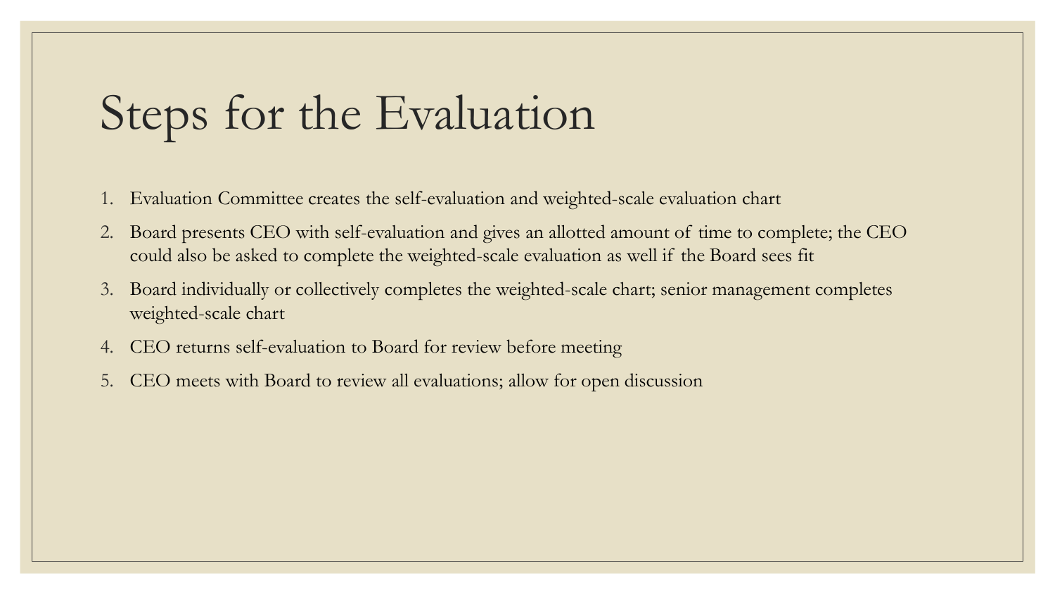# Steps for the Evaluation

1. Evaluation Committee creates the self-evaluation and weighted-scale evaluation chart
2. Board presents CEO with self-evaluation and gives an allotted amount of time to complete; the CEO could also be asked to complete the weighted-scale evaluation as well if the Board sees fit
3. Board individually or collectively completes the weighted-scale chart; senior management completes weighted-scale chart
4. CEO returns self-evaluation to Board for review before meeting
5. CEO meets with Board to review all evaluations; allow for open discussion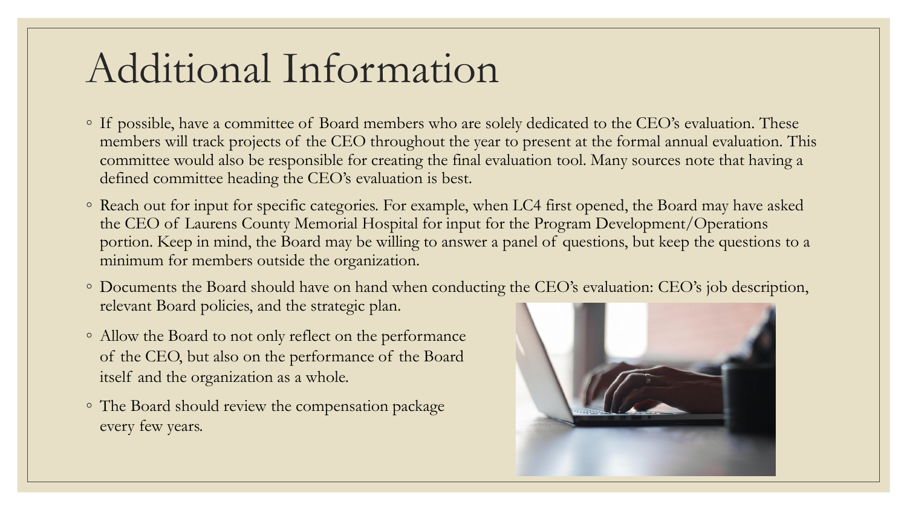# Additional Information

- If possible, have a committee of Board members who are solely dedicated to the CEO's evaluation. These members will track projects of the CEO throughout the year to present at the formal annual evaluation. This committee would also be responsible for creating the final evaluation tool. Many sources note that having a defined committee heading the CEO's evaluation is best.
- Reach out for input for specific categories. For example, when LC4 first opened, the Board may have asked the CEO of Laurens County Memorial Hospital for input for the Program Development/Operations portion. Keep in mind, the Board may be willing to answer a panel of questions, but keep the questions to a minimum for members outside the organization.
- Documents the Board should have on hand when conducting the CEO's evaluation: CEO's job description, relevant Board policies, and the strategic plan.
- Allow the Board to not only reflect on the performance of the CEO, but also on the performance of the Board itself and the organization as a whole.
- The Board should review the compensation package every few years.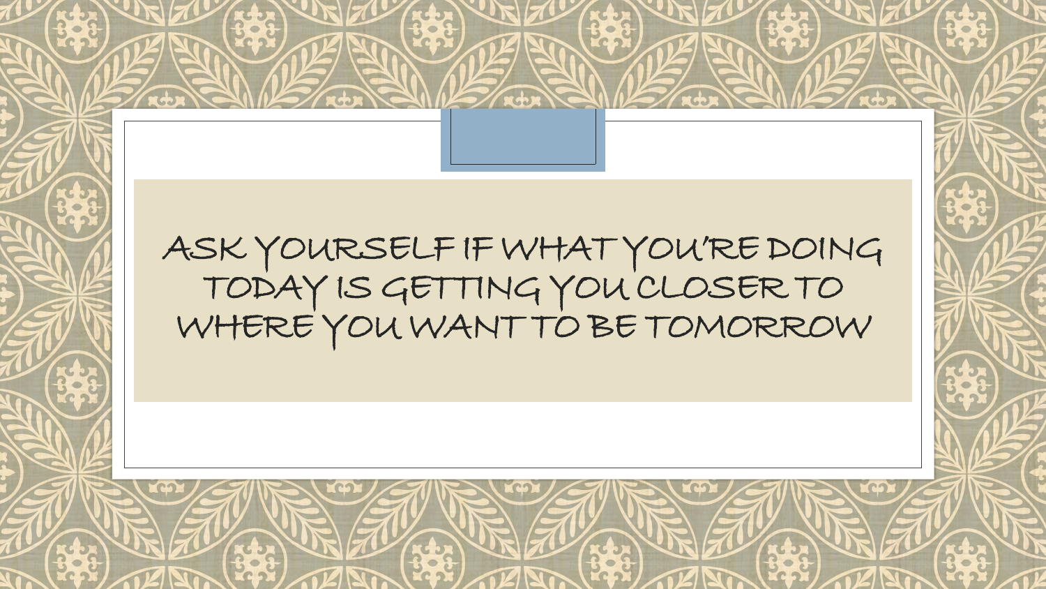# ASK YOURSELF IF WHAT YOU'RE DOING TODAY IS GETTING YOU CLOSER TO WHERE YOU WANT TO BE TOMORROW